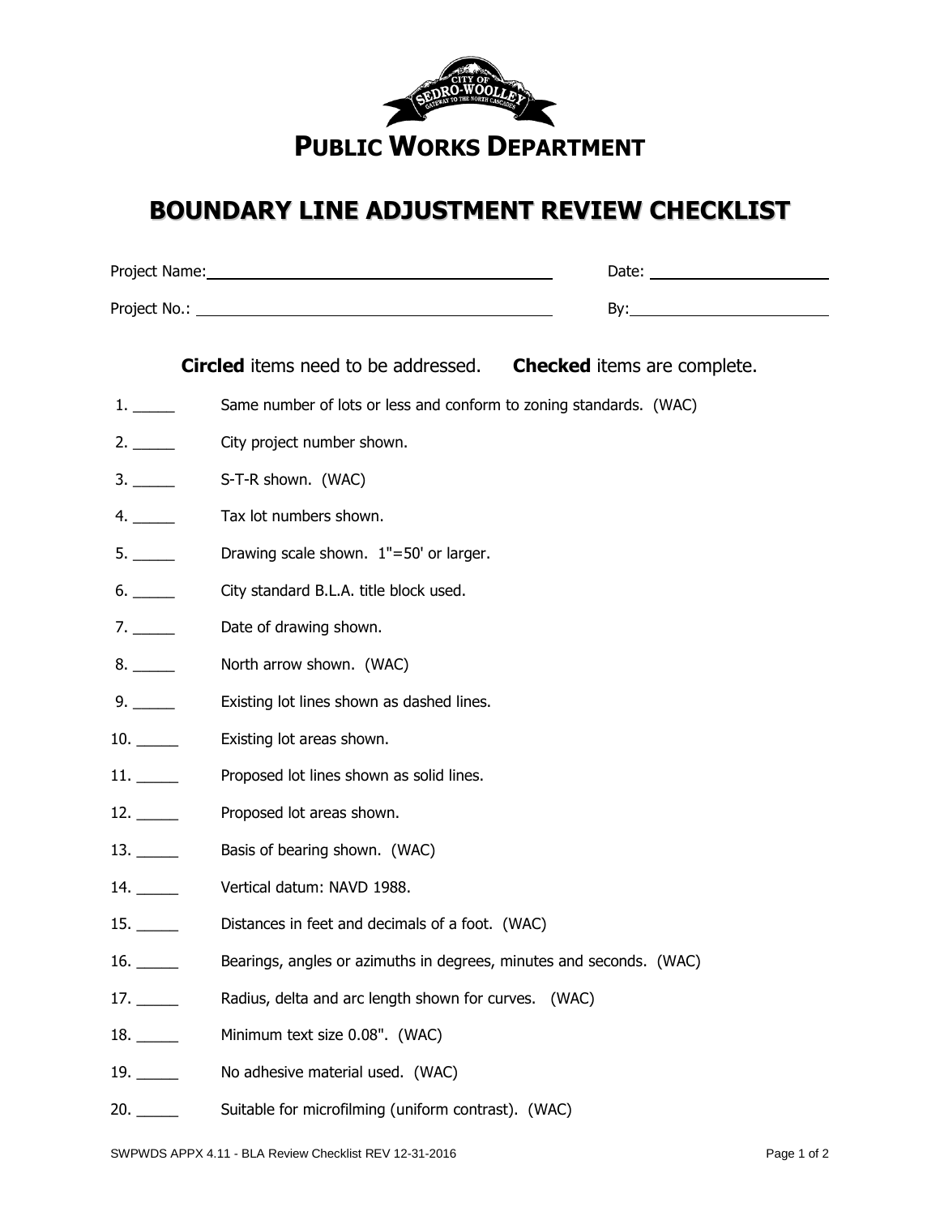# PUBLIC WORKS DEPARTMENT

## BOUNDARY LINE ADJUSTMENT REVIEW CHECKLIST

Project Name: ______________________________ Date: ________________

Project No.: ______________________________ By: ________________

**Circled** items need to be addressed. **Checked** items are complete.

1. _____ Same number of lots or less and conform to zoning standards. (WAC)
2. _____ City project number shown.
3. _____ S-T-R shown. (WAC)
4. _____ Tax lot numbers shown.
5. _____ Drawing scale shown. 1"=50' or larger.
6. _____ City standard B.L.A. title block used.
7. _____ Date of drawing shown.
8. _____ North arrow shown. (WAC)
9. _____ Existing lot lines shown as dashed lines.
10. _____ Existing lot areas shown.
11. _____ Proposed lot lines shown as solid lines.
12. _____ Proposed lot areas shown.
13. _____ Basis of bearing shown. (WAC)
14. _____ Vertical datum: NAVD 1988.
15. _____ Distances in feet and decimals of a foot. (WAC)
16. _____ Bearings, angles or azimuths in degrees, minutes and seconds. (WAC)
17. _____ Radius, delta and arc length shown for curves. (WAC)
18. _____ Minimum text size 0.08". (WAC)
19. _____ No adhesive material used. (WAC)
20. _____ Suitable for microfilming (uniform contrast). (WAC)

SWPWDS APPX 4.11 - BLA Review Checklist REV 12-31-2016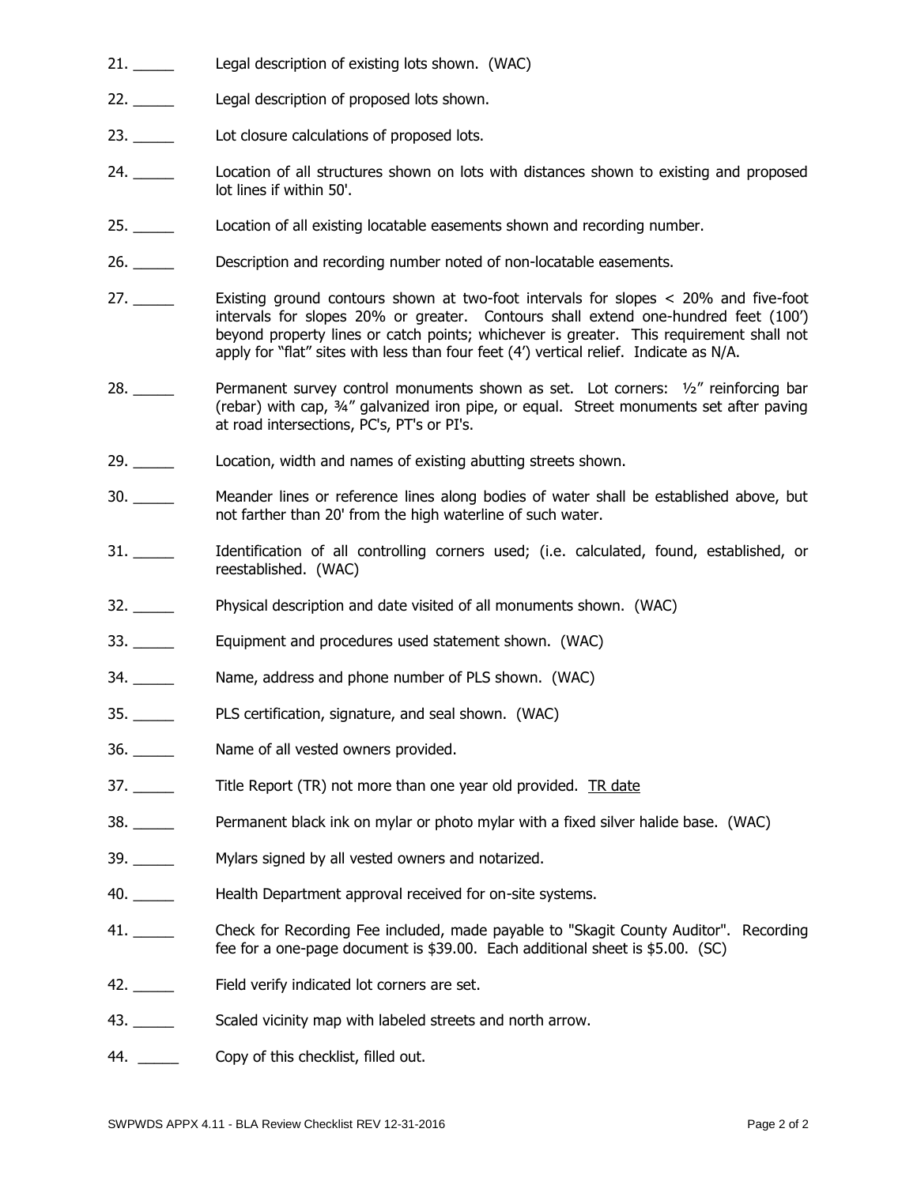21. _____ Legal description of existing lots shown. (WAC)

22. _____ Legal description of proposed lots shown.

23. _____ Lot closure calculations of proposed lots.

24. _____ Location of all structures shown on lots with distances shown to existing and proposed lot lines if within 50'.

25. _____ Location of all existing locatable easements shown and recording number.

26. _____ Description and recording number noted of non-locatable easements.

27. _____ Existing ground contours shown at two-foot intervals for slopes < 20% and five-foot intervals for slopes 20% or greater. Contours shall extend one-hundred feet (100') beyond property lines or catch points; whichever is greater. This requirement shall not apply for "flat" sites with less than four feet (4') vertical relief. Indicate as N/A.

28. _____ Permanent survey control monuments shown as set. Lot corners: ½" reinforcing bar (rebar) with cap, ¾" galvanized iron pipe, or equal. Street monuments set after paving at road intersections, PC's, PT's or PI's.

29. _____ Location, width and names of existing abutting streets shown.

30. _____ Meander lines or reference lines along bodies of water shall be established above, but not farther than 20' from the high waterline of such water.

31. _____ Identification of all controlling corners used; (i.e. calculated, found, established, or reestablished. (WAC)

32. _____ Physical description and date visited of all monuments shown. (WAC)

33. _____ Equipment and procedures used statement shown. (WAC)

34. _____ Name, address and phone number of PLS shown. (WAC)

35. _____ PLS certification, signature, and seal shown. (WAC)

36. _____ Name of all vested owners provided.

37. _____ Title Report (TR) not more than one year old provided. TR date

38. _____ Permanent black ink on mylar or photo mylar with a fixed silver halide base. (WAC)

39. _____ Mylars signed by all vested owners and notarized.

40. _____ Health Department approval received for on-site systems.

41. _____ Check for Recording Fee included, made payable to "Skagit County Auditor". Recording fee for a one-page document is $39.00. Each additional sheet is $5.00. (SC)

42. _____ Field verify indicated lot corners are set.

43. _____ Scaled vicinity map with labeled streets and north arrow.

44. _____ Copy of this checklist, filled out.

SWPWDS APPX 4.11 - BLA Review Checklist REV 12-31-2016